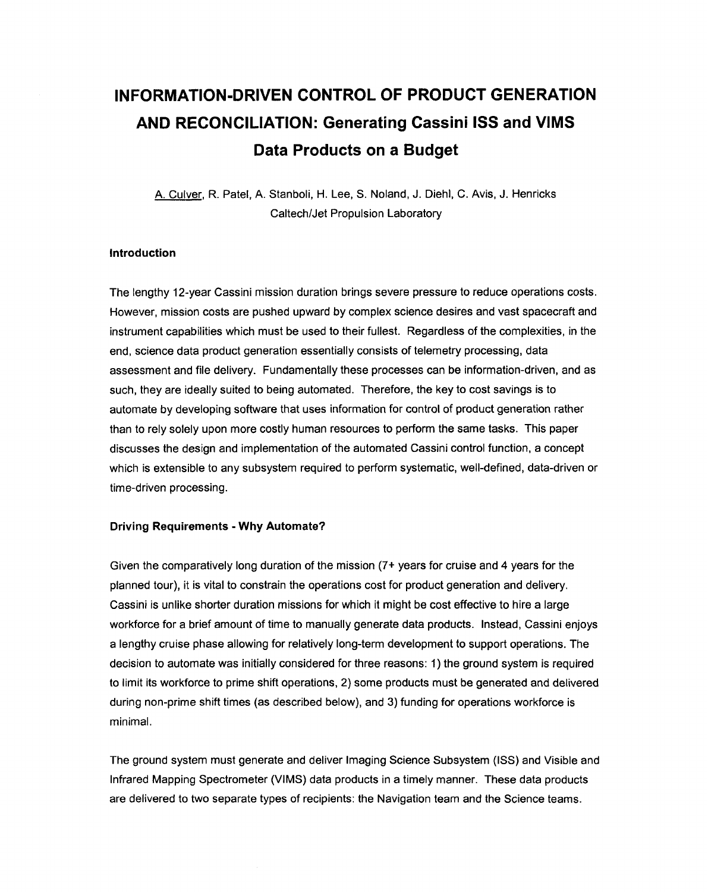# INFORMATION-DRIVEN CONTROL OF PRODUCT GENERATION AND RECONCILIATION: Generating Cassini ISS and VIMS Data Products on a Budget

A. Culver, R. Patel, A. Stanboli, H. Lee, S. Noland, J. Diehl, C. Avis, J. Henricks
Caltech/Jet Propulsion Laboratory

### Introduction

The lengthy 12-year Cassini mission duration brings severe pressure to reduce operations costs. However, mission costs are pushed upward by complex science desires and vast spacecraft and instrument capabilities which must be used to their fullest. Regardless of the complexities, in the end, science data product generation essentially consists of telemetry processing, data assessment and file delivery. Fundamentally these processes can be information-driven, and as such, they are ideally suited to being automated. Therefore, the key to cost savings is to automate by developing software that uses information for control of product generation rather than to rely solely upon more costly human resources to perform the same tasks. This paper discusses the design and implementation of the automated Cassini control function, a concept which is extensible to any subsystem required to perform systematic, well-defined, data-driven or time-driven processing.

### Driving Requirements - Why Automate?

Given the comparatively long duration of the mission (7+ years for cruise and 4 years for the planned tour), it is vital to constrain the operations cost for product generation and delivery. Cassini is unlike shorter duration missions for which it might be cost effective to hire a large workforce for a brief amount of time to manually generate data products. Instead, Cassini enjoys a lengthy cruise phase allowing for relatively long-term development to support operations. The decision to automate was initially considered for three reasons: 1) the ground system is required to limit its workforce to prime shift operations, 2) some products must be generated and delivered during non-prime shift times (as described below), and 3) funding for operations workforce is minimal.

The ground system must generate and deliver Imaging Science Subsystem (ISS) and Visible and Infrared Mapping Spectrometer (VIMS) data products in a timely manner. These data products are delivered to two separate types of recipients: the Navigation team and the Science teams.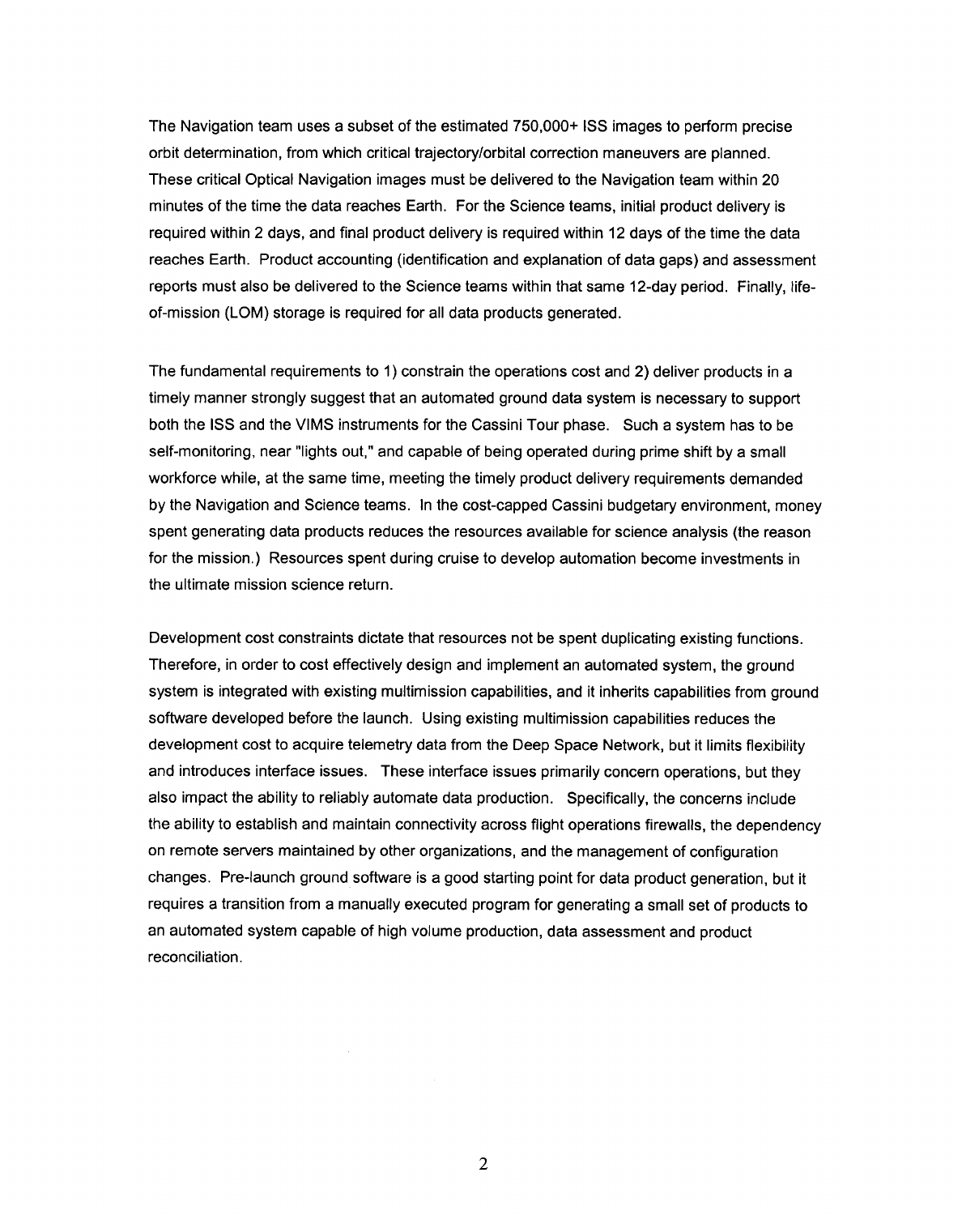The Navigation team uses a subset of the estimated 750,000+ ISS images to perform precise orbit determination, from which critical trajectory/orbital correction maneuvers are planned. These critical Optical Navigation images must be delivered to the Navigation team within 20 minutes of the time the data reaches Earth. For the Science teams, initial product delivery is required within 2 days, and final product delivery is required within 12 days of the time the data reaches Earth. Product accounting (identification and explanation of data gaps) and assessment reports must also be delivered to the Science teams within that same 12-day period. Finally, life-of-mission (LOM) storage is required for all data products generated.

The fundamental requirements to 1) constrain the operations cost and 2) deliver products in a timely manner strongly suggest that an automated ground data system is necessary to support both the ISS and the VIMS instruments for the Cassini Tour phase. Such a system has to be self-monitoring, near "lights out," and capable of being operated during prime shift by a small workforce while, at the same time, meeting the timely product delivery requirements demanded by the Navigation and Science teams. In the cost-capped Cassini budgetary environment, money spent generating data products reduces the resources available for science analysis (the reason for the mission.) Resources spent during cruise to develop automation become investments in the ultimate mission science return.

Development cost constraints dictate that resources not be spent duplicating existing functions. Therefore, in order to cost effectively design and implement an automated system, the ground system is integrated with existing multimission capabilities, and it inherits capabilities from ground software developed before the launch. Using existing multimission capabilities reduces the development cost to acquire telemetry data from the Deep Space Network, but it limits flexibility and introduces interface issues. These interface issues primarily concern operations, but they also impact the ability to reliably automate data production. Specifically, the concerns include the ability to establish and maintain connectivity across flight operations firewalls, the dependency on remote servers maintained by other organizations, and the management of configuration changes. Pre-launch ground software is a good starting point for data product generation, but it requires a transition from a manually executed program for generating a small set of products to an automated system capable of high volume production, data assessment and product reconciliation.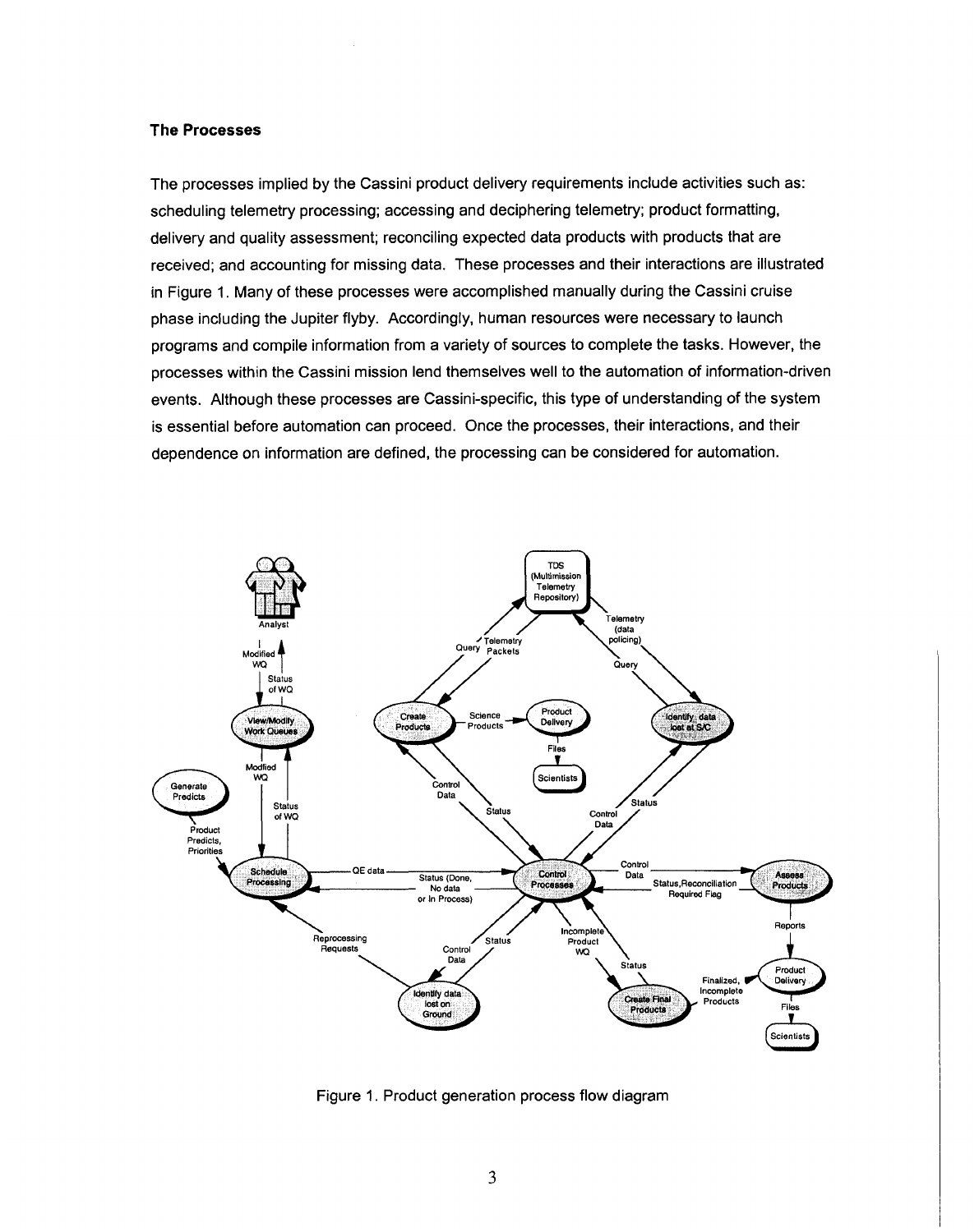### The Processes

The processes implied by the Cassini product delivery requirements include activities such as: scheduling telemetry processing; accessing and deciphering telemetry; product formatting, delivery and quality assessment; reconciling expected data products with products that are received; and accounting for missing data. These processes and their interactions are illustrated in Figure 1. Many of these processes were accomplished manually during the Cassini cruise phase including the Jupiter flyby. Accordingly, human resources were necessary to launch programs and compile information from a variety of sources to complete the tasks. However, the processes within the Cassini mission lend themselves well to the automation of information-driven events. Although these processes are Cassini-specific, this type of understanding of the system is essential before automation can proceed. Once the processes, their interactions, and their dependence on information are defined, the processing can be considered for automation.

Figure 1. Product generation process flow diagram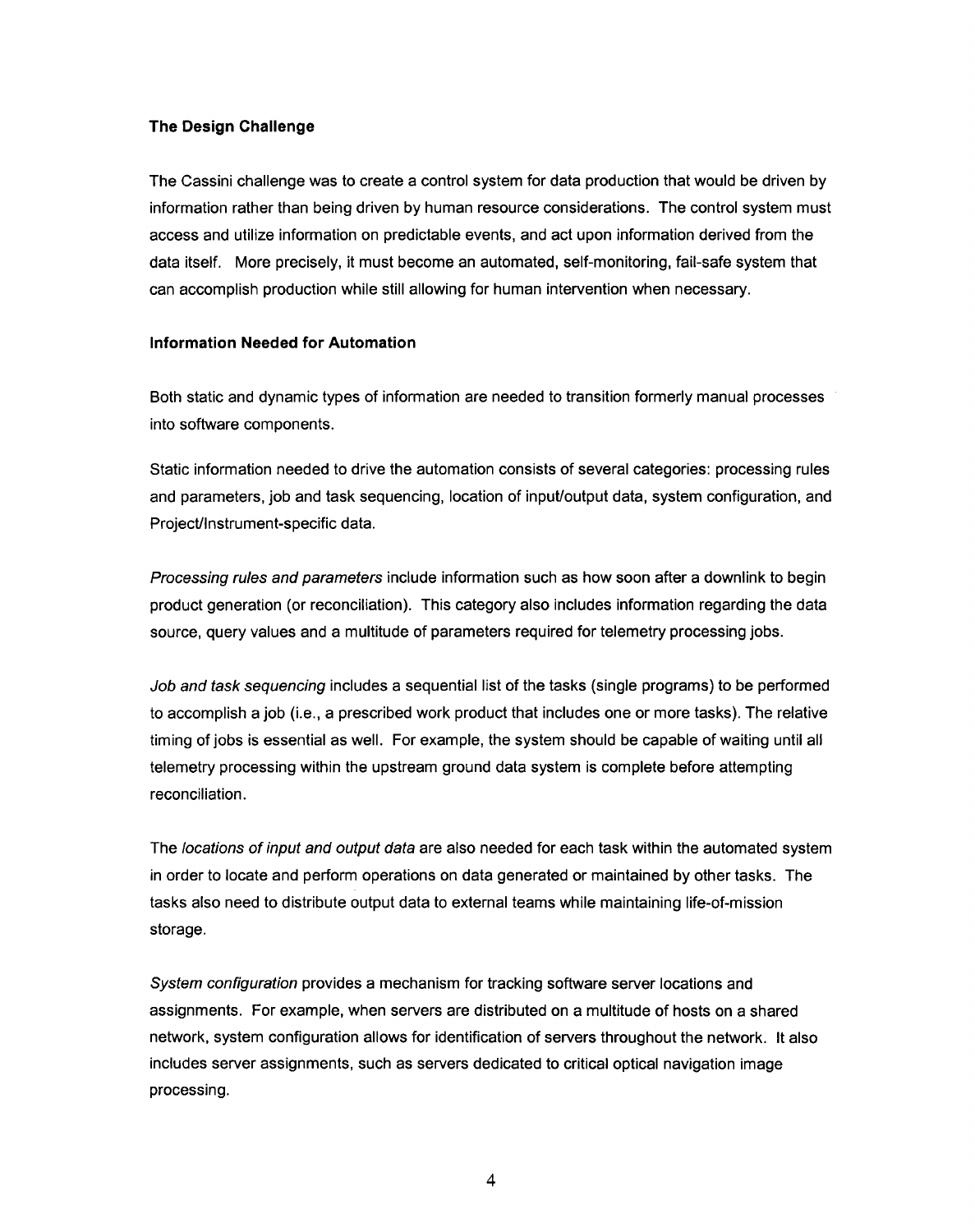### The Design Challenge

The Cassini challenge was to create a control system for data production that would be driven by information rather than being driven by human resource considerations. The control system must access and utilize information on predictable events, and act upon information derived from the data itself. More precisely, it must become an automated, self-monitoring, fail-safe system that can accomplish production while still allowing for human intervention when necessary.

### Information Needed for Automation

Both static and dynamic types of information are needed to transition formerly manual processes into software components.

Static information needed to drive the automation consists of several categories: processing rules and parameters, job and task sequencing, location of input/output data, system configuration, and Project/Instrument-specific data.

*Processing rules and parameters* include information such as how soon after a downlink to begin product generation (or reconciliation). This category also includes information regarding the data source, query values and a multitude of parameters required for telemetry processing jobs.

*Job and task sequencing* includes a sequential list of the tasks (single programs) to be performed to accomplish a job (i.e., a prescribed work product that includes one or more tasks). The relative timing of jobs is essential as well. For example, the system should be capable of waiting until all telemetry processing within the upstream ground data system is complete before attempting reconciliation.

The *locations of input and output data* are also needed for each task within the automated system in order to locate and perform operations on data generated or maintained by other tasks. The tasks also need to distribute output data to external teams while maintaining life-of-mission storage.

*System configuration* provides a mechanism for tracking software server locations and assignments. For example, when servers are distributed on a multitude of hosts on a shared network, system configuration allows for identification of servers throughout the network. It also includes server assignments, such as servers dedicated to critical optical navigation image processing.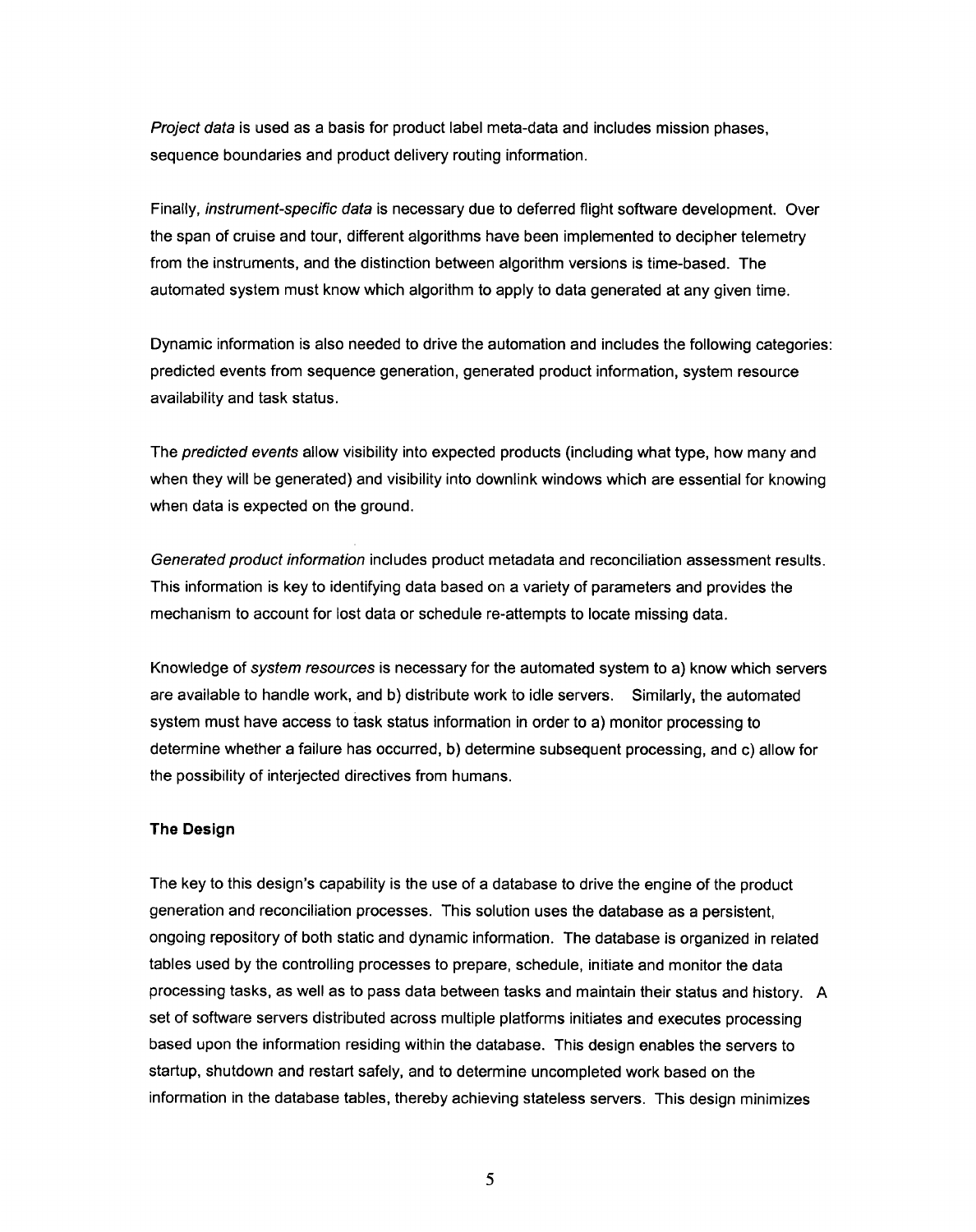*Project data* is used as a basis for product label meta-data and includes mission phases, sequence boundaries and product delivery routing information.

Finally, *instrument-specific data* is necessary due to deferred flight software development. Over the span of cruise and tour, different algorithms have been implemented to decipher telemetry from the instruments, and the distinction between algorithm versions is time-based. The automated system must know which algorithm to apply to data generated at any given time.

Dynamic information is also needed to drive the automation and includes the following categories: predicted events from sequence generation, generated product information, system resource availability and task status.

The *predicted events* allow visibility into expected products (including what type, how many and when they will be generated) and visibility into downlink windows which are essential for knowing when data is expected on the ground.

*Generated product information* includes product metadata and reconciliation assessment results. This information is key to identifying data based on a variety of parameters and provides the mechanism to account for lost data or schedule re-attempts to locate missing data.

Knowledge of *system resources* is necessary for the automated system to a) know which servers are available to handle work, and b) distribute work to idle servers. Similarly, the automated system must have access to task status information in order to a) monitor processing to determine whether a failure has occurred, b) determine subsequent processing, and c) allow for the possibility of interjected directives from humans.

**The Design**

The key to this design's capability is the use of a database to drive the engine of the product generation and reconciliation processes. This solution uses the database as a persistent, ongoing repository of both static and dynamic information. The database is organized in related tables used by the controlling processes to prepare, schedule, initiate and monitor the data processing tasks, as well as to pass data between tasks and maintain their status and history. A set of software servers distributed across multiple platforms initiates and executes processing based upon the information residing within the database. This design enables the servers to startup, shutdown and restart safely, and to determine uncompleted work based on the information in the database tables, thereby achieving stateless servers. This design minimizes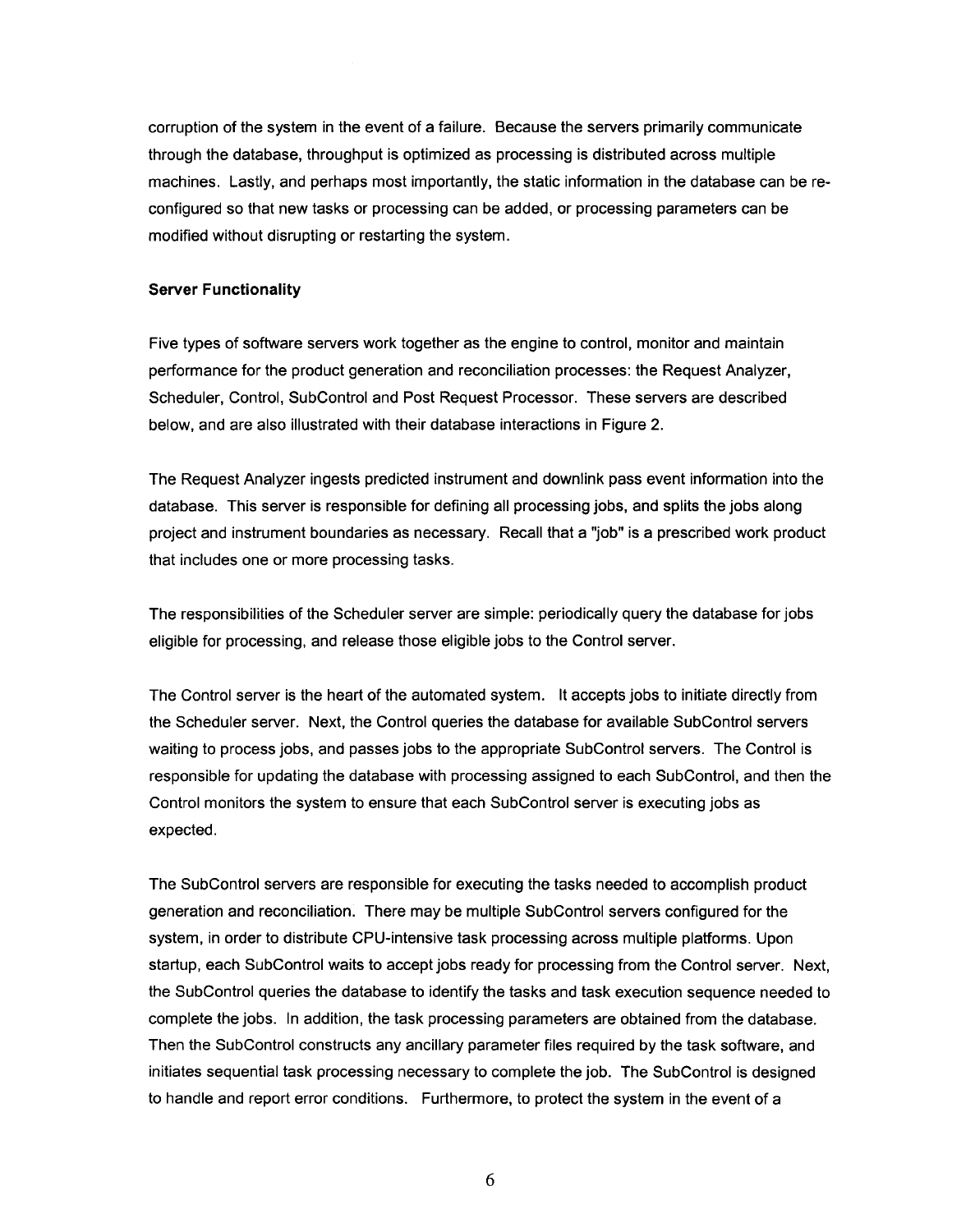corruption of the system in the event of a failure. Because the servers primarily communicate through the database, throughput is optimized as processing is distributed across multiple machines. Lastly, and perhaps most importantly, the static information in the database can be re-configured so that new tasks or processing can be added, or processing parameters can be modified without disrupting or restarting the system.

**Server Functionality**

Five types of software servers work together as the engine to control, monitor and maintain performance for the product generation and reconciliation processes: the Request Analyzer, Scheduler, Control, SubControl and Post Request Processor. These servers are described below, and are also illustrated with their database interactions in Figure 2.

The Request Analyzer ingests predicted instrument and downlink pass event information into the database. This server is responsible for defining all processing jobs, and splits the jobs along project and instrument boundaries as necessary. Recall that a "job" is a prescribed work product that includes one or more processing tasks.

The responsibilities of the Scheduler server are simple: periodically query the database for jobs eligible for processing, and release those eligible jobs to the Control server.

The Control server is the heart of the automated system. It accepts jobs to initiate directly from the Scheduler server. Next, the Control queries the database for available SubControl servers waiting to process jobs, and passes jobs to the appropriate SubControl servers. The Control is responsible for updating the database with processing assigned to each SubControl, and then the Control monitors the system to ensure that each SubControl server is executing jobs as expected.

The SubControl servers are responsible for executing the tasks needed to accomplish product generation and reconciliation. There may be multiple SubControl servers configured for the system, in order to distribute CPU-intensive task processing across multiple platforms. Upon startup, each SubControl waits to accept jobs ready for processing from the Control server. Next, the SubControl queries the database to identify the tasks and task execution sequence needed to complete the jobs. In addition, the task processing parameters are obtained from the database. Then the SubControl constructs any ancillary parameter files required by the task software, and initiates sequential task processing necessary to complete the job. The SubControl is designed to handle and report error conditions. Furthermore, to protect the system in the event of a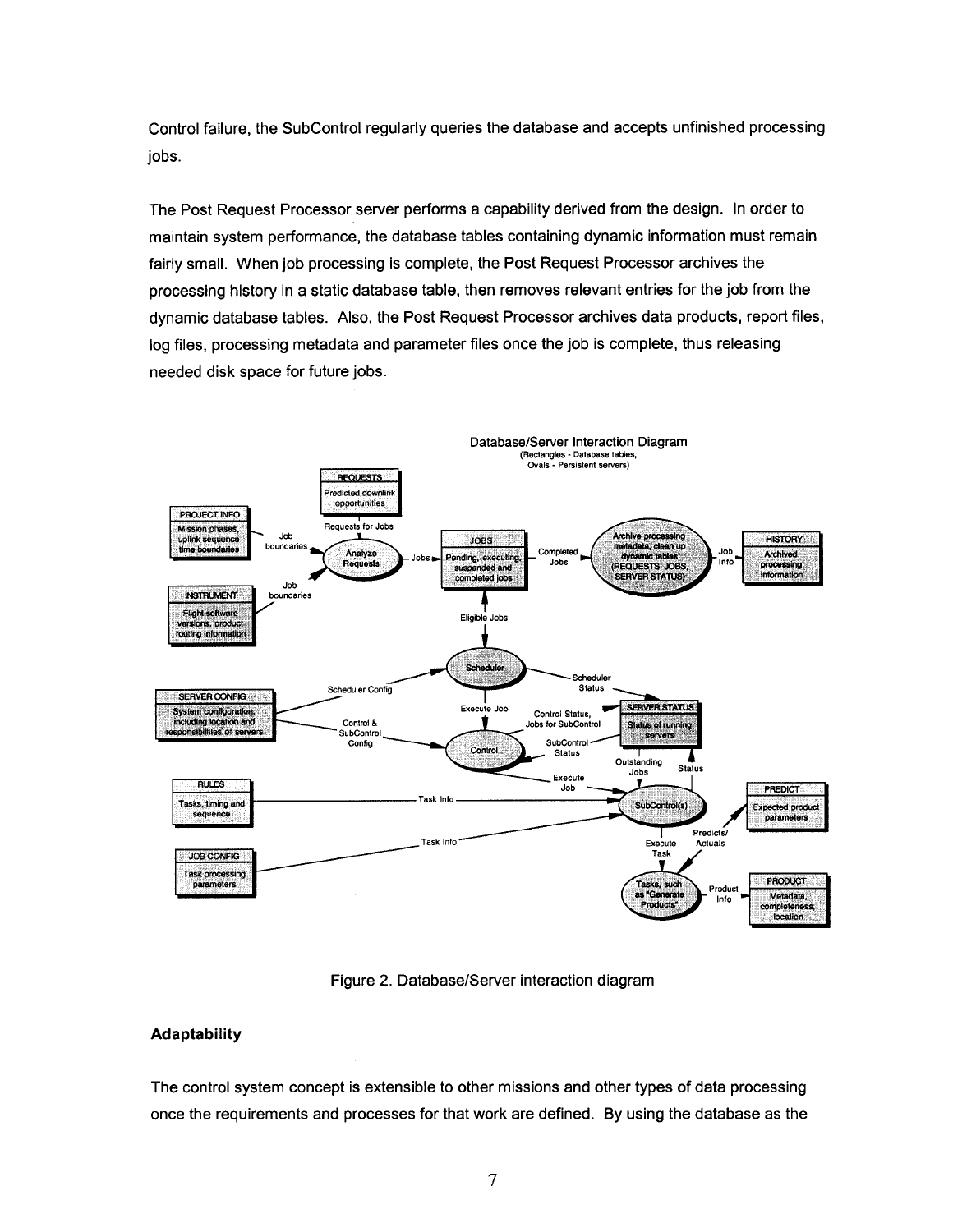Control failure, the SubControl regularly queries the database and accepts unfinished processing jobs.

The Post Request Processor server performs a capability derived from the design. In order to maintain system performance, the database tables containing dynamic information must remain fairly small. When job processing is complete, the Post Request Processor archives the processing history in a static database table, then removes relevant entries for the job from the dynamic database tables. Also, the Post Request Processor archives data products, report files, log files, processing metadata and parameter files once the job is complete, thus releasing needed disk space for future jobs.

Figure 2. Database/Server interaction diagram

## Adaptability

The control system concept is extensible to other missions and other types of data processing once the requirements and processes for that work are defined. By using the database as the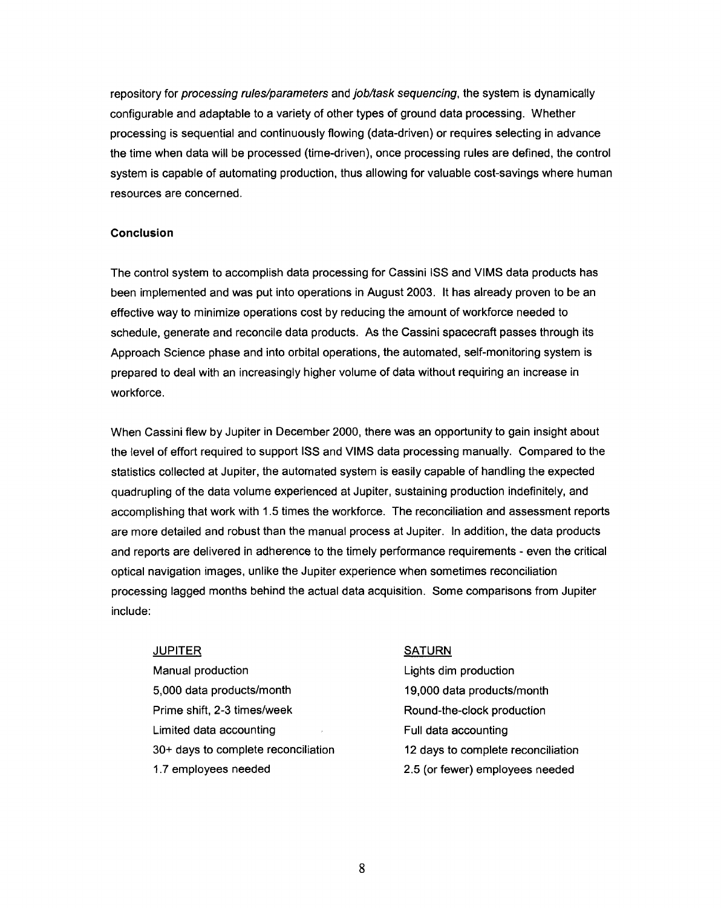repository for *processing rules/parameters* and *job/task sequencing*, the system is dynamically configurable and adaptable to a variety of other types of ground data processing. Whether processing is sequential and continuously flowing (data-driven) or requires selecting in advance the time when data will be processed (time-driven), once processing rules are defined, the control system is capable of automating production, thus allowing for valuable cost-savings where human resources are concerned.

**Conclusion**

The control system to accomplish data processing for Cassini ISS and VIMS data products has been implemented and was put into operations in August 2003. It has already proven to be an effective way to minimize operations cost by reducing the amount of workforce needed to schedule, generate and reconcile data products. As the Cassini spacecraft passes through its Approach Science phase and into orbital operations, the automated, self-monitoring system is prepared to deal with an increasingly higher volume of data without requiring an increase in workforce.

When Cassini flew by Jupiter in December 2000, there was an opportunity to gain insight about the level of effort required to support ISS and VIMS data processing manually. Compared to the statistics collected at Jupiter, the automated system is easily capable of handling the expected quadrupling of the data volume experienced at Jupiter, sustaining production indefinitely, and accomplishing that work with 1.5 times the workforce. The reconciliation and assessment reports are more detailed and robust than the manual process at Jupiter. In addition, the data products and reports are delivered in adherence to the timely performance requirements - even the critical optical navigation images, unlike the Jupiter experience when sometimes reconciliation processing lagged months behind the actual data acquisition. Some comparisons from Jupiter include:

| JUPITER | SATURN |
| --- | --- |
| Manual production | Lights dim production |
| 5,000 data products/month | 19,000 data products/month |
| Prime shift, 2-3 times/week | Round-the-clock production |
| Limited data accounting | Full data accounting |
| 30+ days to complete reconciliation | 12 days to complete reconciliation |
| 1.7 employees needed | 2.5 (or fewer) employees needed |